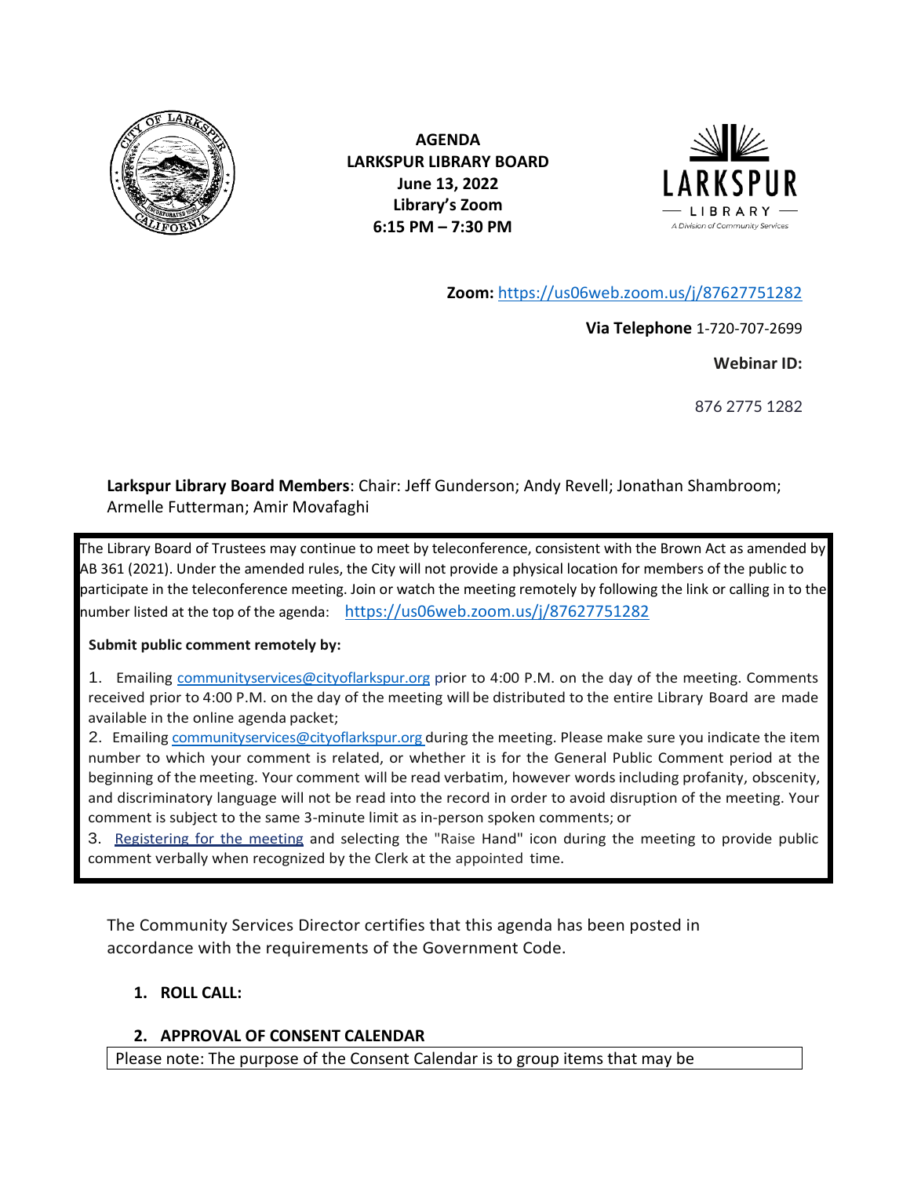**AGENDA**
**LARKSPUR LIBRARY BOARD**
**June 13, 2022**
**Library's Zoom**
**6:15 PM – 7:30 PM**

**Zoom:** https://us06web.zoom.us/j/87627751282

**Via Telephone** 1-720-707-2699

**Webinar ID:**

876 2775 1282

**Larkspur Library Board Members**: Chair: Jeff Gunderson; Andy Revell; Jonathan Shambroom; Armelle Futterman; Amir Movafaghi

The Library Board of Trustees may continue to meet by teleconference, consistent with the Brown Act as amended by AB 361 (2021). Under the amended rules, the City will not provide a physical location for members of the public to participate in the teleconference meeting. Join or watch the meeting remotely by following the link or calling in to the number listed at the top of the agenda: https://us06web.zoom.us/j/87627751282

**Submit public comment remotely by:**

1. Emailing communityservices@cityoflarkspur.org prior to 4:00 P.M. on the day of the meeting. Comments received prior to 4:00 P.M. on the day of the meeting will be distributed to the entire Library Board are made available in the online agenda packet;
2. Emailing communityservices@cityoflarkspur.org during the meeting. Please make sure you indicate the item number to which your comment is related, or whether it is for the General Public Comment period at the beginning of the meeting. Your comment will be read verbatim, however words including profanity, obscenity, and discriminatory language will not be read into the record in order to avoid disruption of the meeting. Your comment is subject to the same 3-minute limit as in-person spoken comments; or
3. Registering for the meeting and selecting the "Raise Hand" icon during the meeting to provide public comment verbally when recognized by the Clerk at the appointed time.

The Community Services Director certifies that this agenda has been posted in accordance with the requirements of the Government Code.

1. **ROLL CALL:**

2. **APPROVAL OF CONSENT CALENDAR**

Please note: The purpose of the Consent Calendar is to group items that may be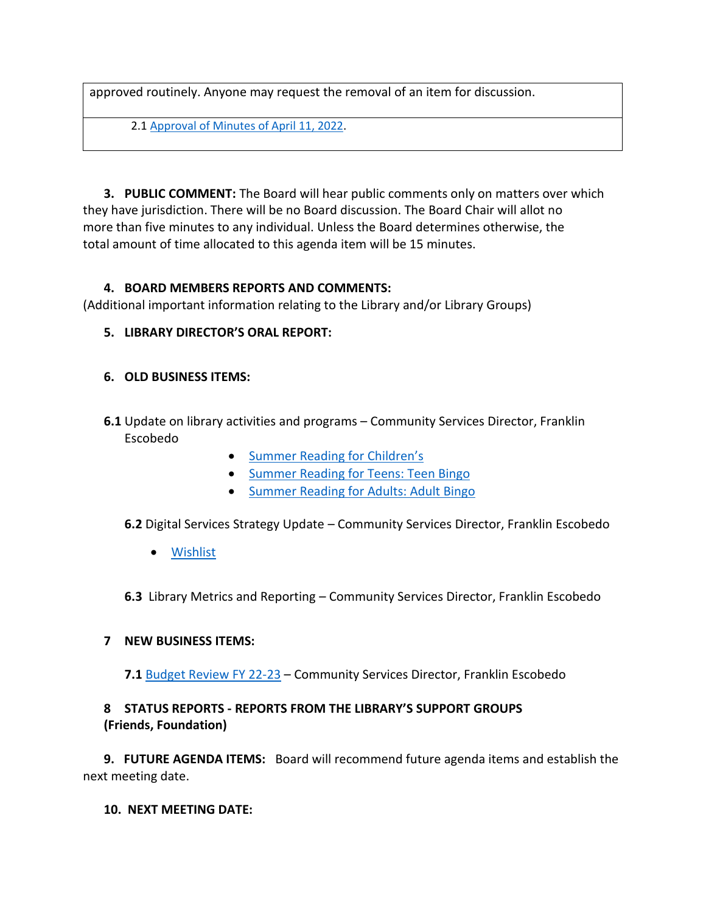| approved routinely. Anyone may request the removal of an item for discussion. |
| --- |
| 2.1 Approval of Minutes of April 11, 2022. |

**3. PUBLIC COMMENT:** The Board will hear public comments only on matters over which they have jurisdiction. There will be no Board discussion. The Board Chair will allot no more than five minutes to any individual. Unless the Board determines otherwise, the total amount of time allocated to this agenda item will be 15 minutes.

**4. BOARD MEMBERS REPORTS AND COMMENTS:**
(Additional important information relating to the Library and/or Library Groups)

**5. LIBRARY DIRECTOR'S ORAL REPORT:**

**6. OLD BUSINESS ITEMS:**

**6.1** Update on library activities and programs – Community Services Director, Franklin Escobedo

- Summer Reading for Children's
- Summer Reading for Teens: Teen Bingo
- Summer Reading for Adults: Adult Bingo

**6.2** Digital Services Strategy Update – Community Services Director, Franklin Escobedo

- Wishlist

**6.3** Library Metrics and Reporting – Community Services Director, Franklin Escobedo

**7 NEW BUSINESS ITEMS:**

**7.1** Budget Review FY 22-23 – Community Services Director, Franklin Escobedo

**8 STATUS REPORTS - REPORTS FROM THE LIBRARY'S SUPPORT GROUPS (Friends, Foundation)**

**9. FUTURE AGENDA ITEMS:** Board will recommend future agenda items and establish the next meeting date.

**10. NEXT MEETING DATE:**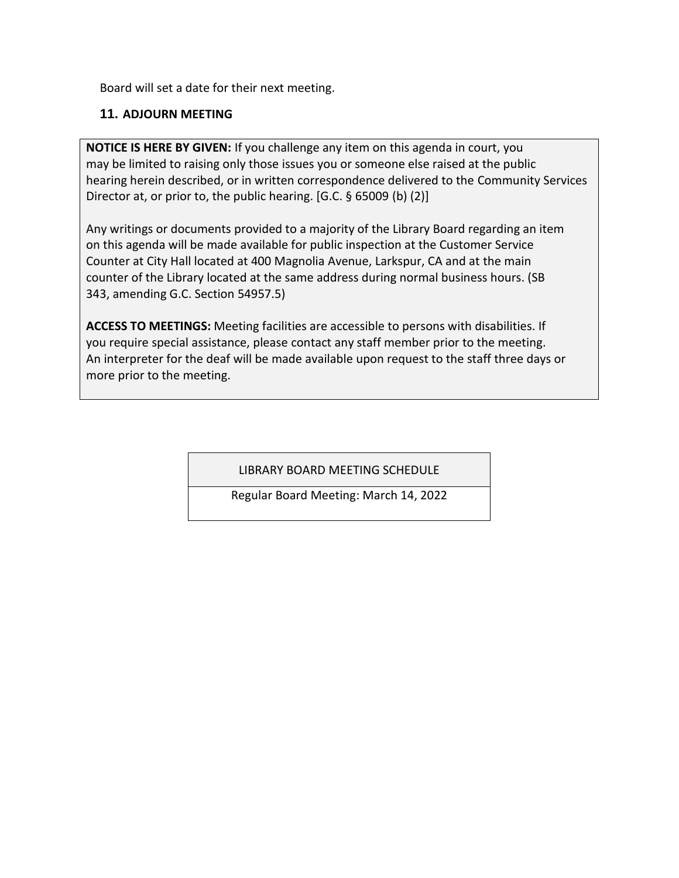Board will set a date for their next meeting.

### 11. ADJOURN MEETING

**NOTICE IS HERE BY GIVEN:** If you challenge any item on this agenda in court, you may be limited to raising only those issues you or someone else raised at the public hearing herein described, or in written correspondence delivered to the Community Services Director at, or prior to, the public hearing. [G.C. § 65009 (b) (2)]

Any writings or documents provided to a majority of the Library Board regarding an item on this agenda will be made available for public inspection at the Customer Service Counter at City Hall located at 400 Magnolia Avenue, Larkspur, CA and at the main counter of the Library located at the same address during normal business hours. (SB 343, amending G.C. Section 54957.5)

**ACCESS TO MEETINGS:** Meeting facilities are accessible to persons with disabilities. If you require special assistance, please contact any staff member prior to the meeting. An interpreter for the deaf will be made available upon request to the staff three days or more prior to the meeting.

| LIBRARY BOARD MEETING SCHEDULE |
| --- |
| Regular Board Meeting: March 14, 2022 |